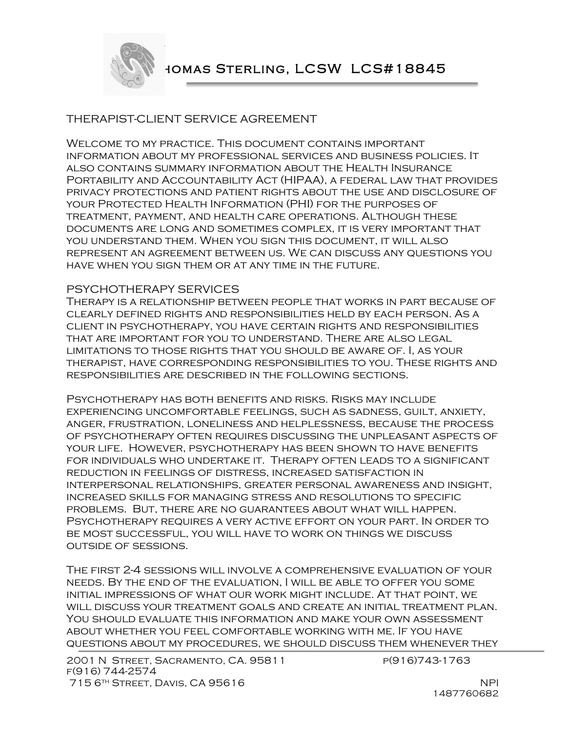# Thomas Sterling, LCSW LCS#18845

## THERAPIST-CLIENT SERVICE AGREEMENT

Welcome to my practice. This document contains important information about my professional services and business policies. It also contains summary information about the Health Insurance Portability and Accountability Act (HIPAA), a federal law that provides privacy protections and patient rights about the use and disclosure of your Protected Health Information (PHI) for the purposes of treatment, payment, and health care operations. Although these documents are long and sometimes complex, it is very important that you understand them. When you sign this document, it will also represent an agreement between us. We can discuss any questions you have when you sign them or at any time in the future.

## PSYCHOTHERAPY SERVICES

Therapy is a relationship between people that works in part because of clearly defined rights and responsibilities held by each person. As a client in psychotherapy, you have certain rights and responsibilities that are important for you to understand. There are also legal limitations to those rights that you should be aware of. I, as your therapist, have corresponding responsibilities to you. These rights and responsibilities are described in the following sections.

Psychotherapy has both benefits and risks. Risks may include experiencing uncomfortable feelings, such as sadness, guilt, anxiety, anger, frustration, loneliness and helplessness, because the process of psychotherapy often requires discussing the unpleasant aspects of your life. However, psychotherapy has been shown to have benefits for individuals who undertake it. Therapy often leads to a significant reduction in feelings of distress, increased satisfaction in interpersonal relationships, greater personal awareness and insight, increased skills for managing stress and resolutions to specific problems. But, there are no guarantees about what will happen. Psychotherapy requires a very active effort on your part. In order to be most successful, you will have to work on things we discuss outside of sessions.

The first 2-4 sessions will involve a comprehensive evaluation of your needs. By the end of the evaluation, I will be able to offer you some initial impressions of what our work might include. At that point, we will discuss your treatment goals and create an initial treatment plan. You should evaluate this information and make your own assessment about whether you feel comfortable working with me. If you have questions about my procedures, we should discuss them whenever they

2001 N Street, Sacramento, CA. 95811 p(916)743-1763
f(916) 744-2574
715 6th Street, Davis, CA 95616 NPI 1487760682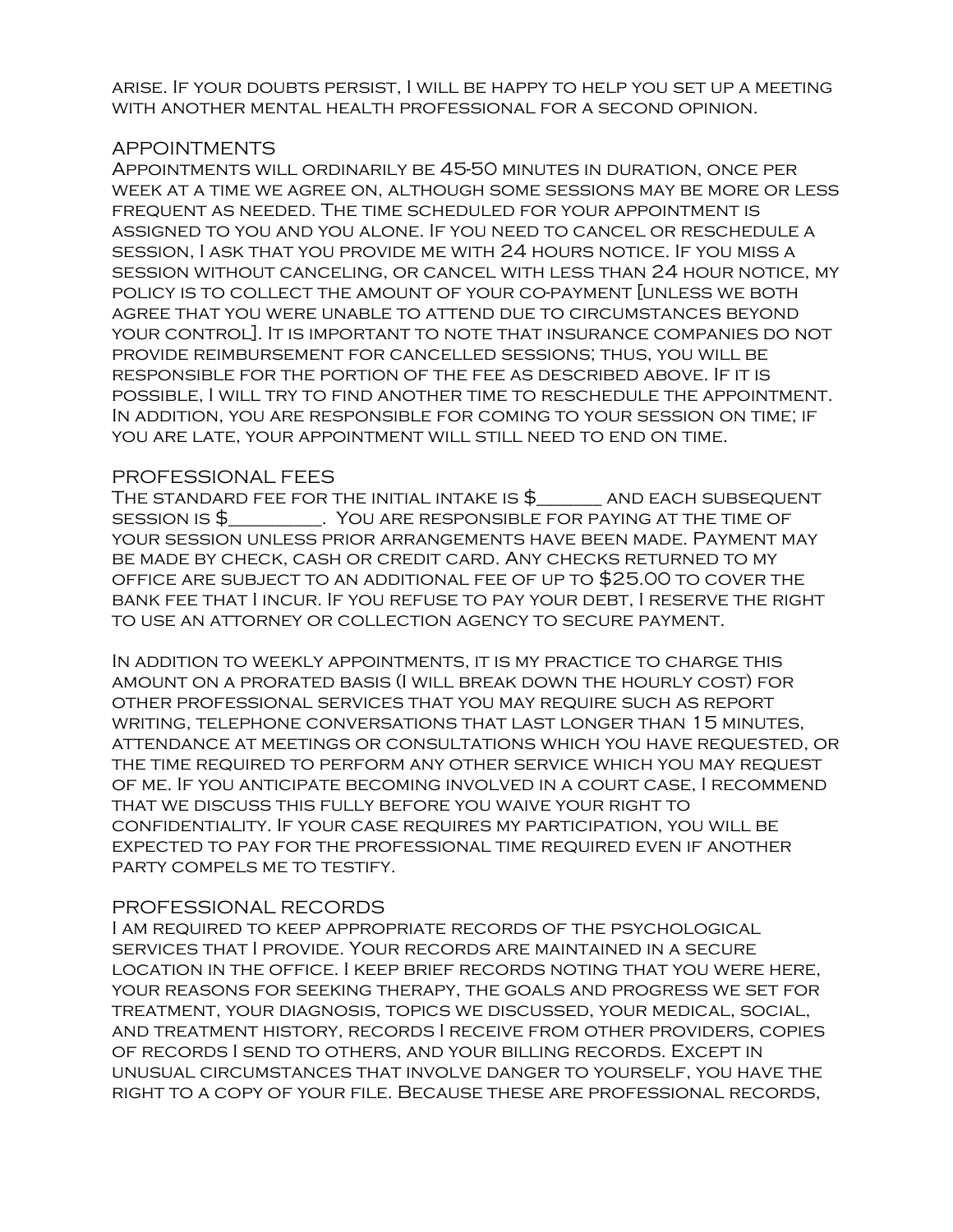arise. If your doubts persist, I will be happy to help you set up a meeting with another mental health professional for a second opinion.

## APPOINTMENTS

Appointments will ordinarily be 45-50 minutes in duration, once per week at a time we agree on, although some sessions may be more or less frequent as needed. The time scheduled for your appointment is assigned to you and you alone. If you need to cancel or reschedule a session, I ask that you provide me with 24 hours notice. If you miss a session without canceling, or cancel with less than 24 hour notice, my policy is to collect the amount of your co-payment [unless we both agree that you were unable to attend due to circumstances beyond your control]. It is important to note that insurance companies do not provide reimbursement for cancelled sessions; thus, you will be responsible for the portion of the fee as described above. If it is possible, I will try to find another time to reschedule the appointment. In addition, you are responsible for coming to your session on time; if you are late, your appointment will still need to end on time.

## PROFESSIONAL FEES

The standard fee for the initial intake is $______ and each subsequent session is $_________. You are responsible for paying at the time of your session unless prior arrangements have been made. Payment may be made by check, cash or credit card. Any checks returned to my office are subject to an additional fee of up to $25.00 to cover the bank fee that I incur. If you refuse to pay your debt, I reserve the right to use an attorney or collection agency to secure payment.

In addition to weekly appointments, it is my practice to charge this amount on a prorated basis (I will break down the hourly cost) for other professional services that you may require such as report writing, telephone conversations that last longer than 15 minutes, attendance at meetings or consultations which you have requested, or the time required to perform any other service which you may request of me. If you anticipate becoming involved in a court case, I recommend that we discuss this fully before you waive your right to confidentiality. If your case requires my participation, you will be expected to pay for the professional time required even if another party compels me to testify.

## PROFESSIONAL RECORDS

I am required to keep appropriate records of the psychological services that I provide. Your records are maintained in a secure location in the office. I keep brief records noting that you were here, your reasons for seeking therapy, the goals and progress we set for treatment, your diagnosis, topics we discussed, your medical, social, and treatment history, records I receive from other providers, copies of records I send to others, and your billing records. Except in unusual circumstances that involve danger to yourself, you have the right to a copy of your file. Because these are professional records,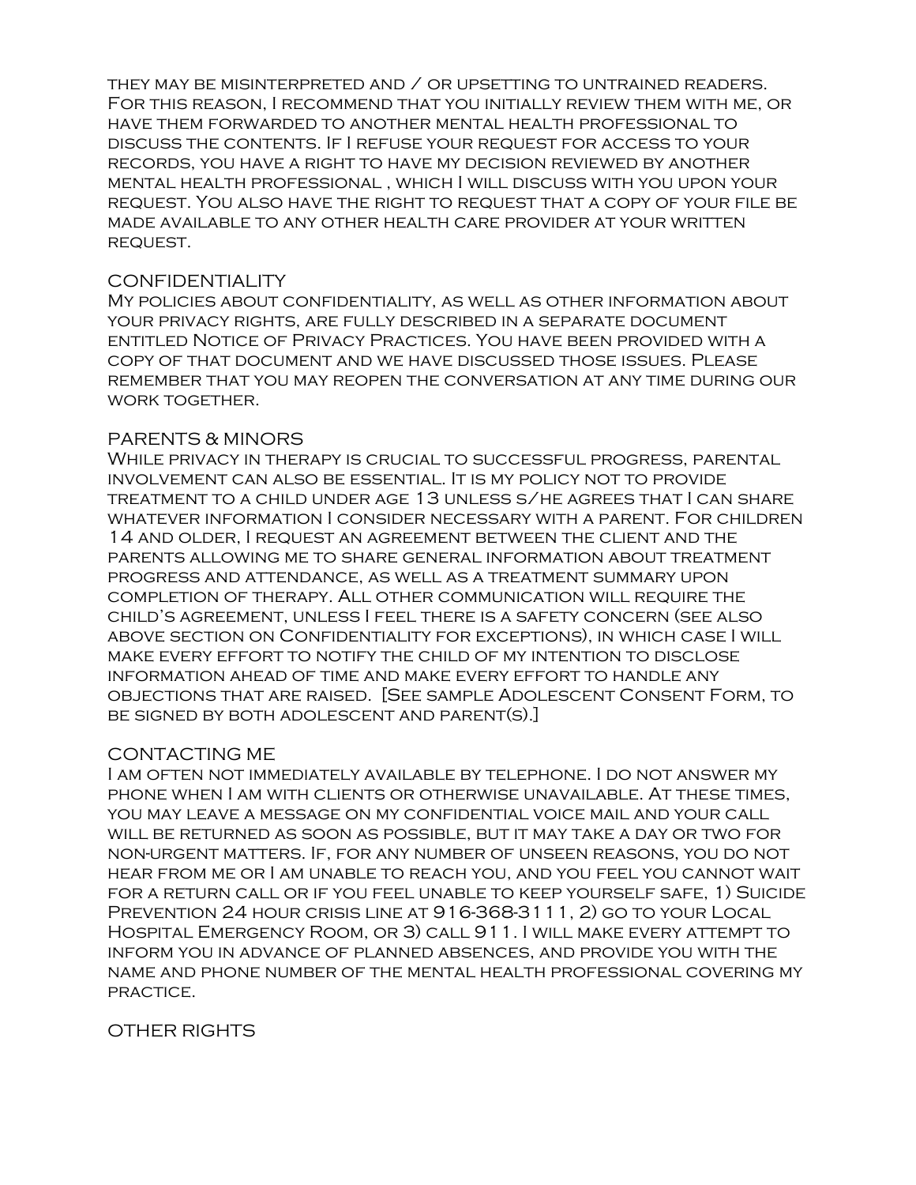they may be misinterpreted and / or upsetting to untrained readers. For this reason, I recommend that you initially review them with me, or have them forwarded to another mental health professional to discuss the contents. If I refuse your request for access to your records, you have a right to have my decision reviewed by another mental health professional , which I will discuss with you upon your request. You also have the right to request that a copy of your file be made available to any other health care provider at your written request.

## CONFIDENTIALITY

My policies about confidentiality, as well as other information about your privacy rights, are fully described in a separate document entitled Notice of Privacy Practices. You have been provided with a copy of that document and we have discussed those issues. Please remember that you may reopen the conversation at any time during our work together.

## PARENTS & MINORS

While privacy in therapy is crucial to successful progress, parental involvement can also be essential. It is my policy not to provide treatment to a child under age 13 unless s/he agrees that I can share whatever information I consider necessary with a parent. For children 14 and older, I request an agreement between the client and the parents allowing me to share general information about treatment progress and attendance, as well as a treatment summary upon completion of therapy. All other communication will require the child's agreement, unless I feel there is a safety concern (see also above section on Confidentiality for exceptions), in which case I will make every effort to notify the child of my intention to disclose information ahead of time and make every effort to handle any objections that are raised. [See sample Adolescent Consent Form, to be signed by both adolescent and parent(s).]

## CONTACTING ME

I am often not immediately available by telephone. I do not answer my phone when I am with clients or otherwise unavailable. At these times, you may leave a message on my confidential voice mail and your call will be returned as soon as possible, but it may take a day or two for non-urgent matters. If, for any number of unseen reasons, you do not hear from me or I am unable to reach you, and you feel you cannot wait for a return call or if you feel unable to keep yourself safe, 1) Suicide Prevention 24 hour crisis line at 916-368-3111, 2) go to your Local Hospital Emergency Room, or 3) call 911. I will make every attempt to inform you in advance of planned absences, and provide you with the name and phone number of the mental health professional covering my practice.

## OTHER RIGHTS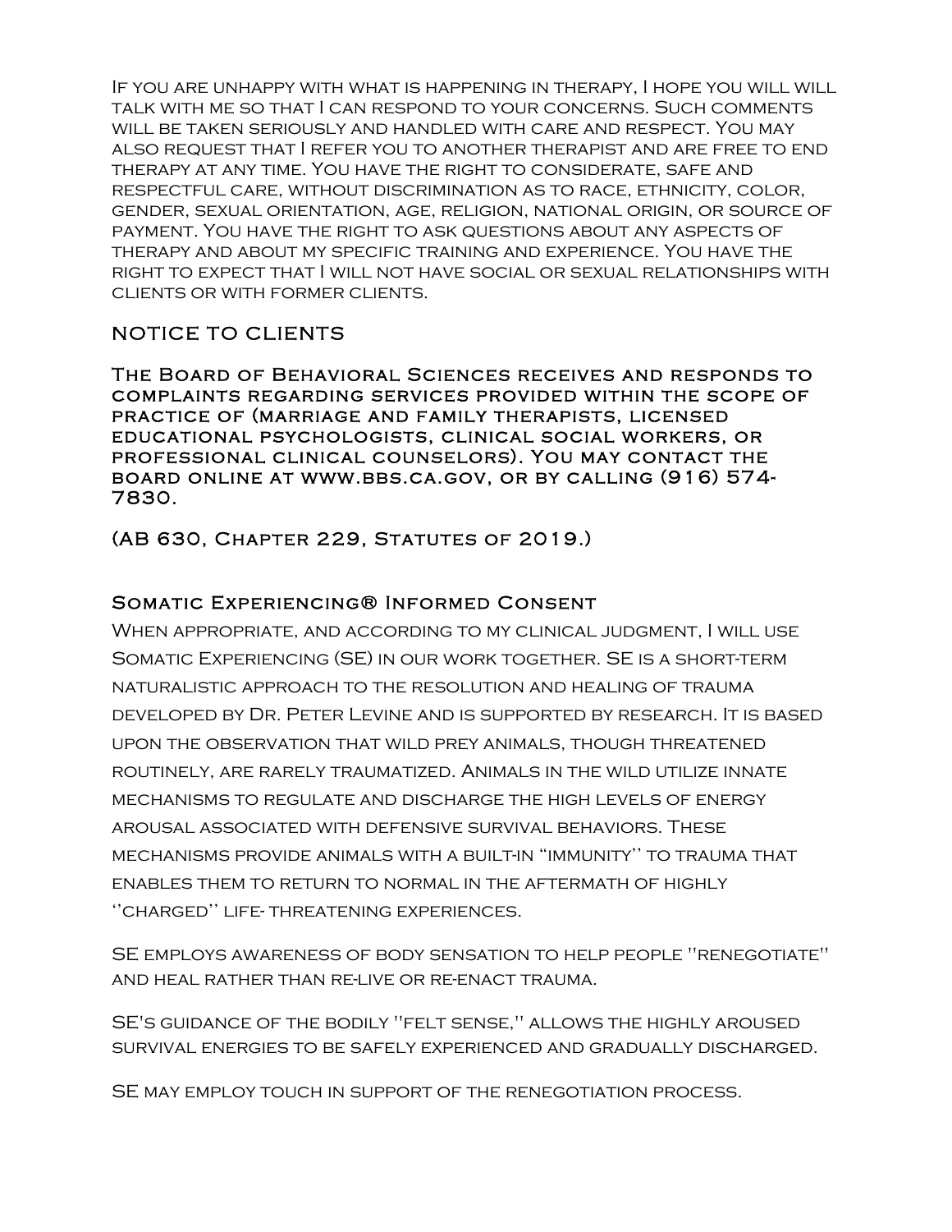If you are unhappy with what is happening in therapy, I hope you will will talk with me so that I can respond to your concerns. Such comments will be taken seriously and handled with care and respect. You may also request that I refer you to another therapist and are free to end therapy at any time. You have the right to considerate, safe and respectful care, without discrimination as to race, ethnicity, color, gender, sexual orientation, age, religion, national origin, or source of payment. You have the right to ask questions about any aspects of therapy and about my specific training and experience. You have the right to expect that I will not have social or sexual relationships with clients or with former clients.

## NOTICE TO CLIENTS

**The Board of Behavioral Sciences receives and responds to complaints regarding services provided within the scope of practice of (marriage and family therapists, licensed educational psychologists, clinical social workers, or professional clinical counselors). You may contact the board online at www.bbs.ca.gov, or by calling (916) 574-7830.**

**(AB 630, Chapter 229, Statutes of 2019.)**

### Somatic Experiencing® Informed Consent

When appropriate, and according to my clinical judgment, I will use Somatic Experiencing (SE) in our work together. SE is a short-term naturalistic approach to the resolution and healing of trauma developed by Dr. Peter Levine and is supported by research. It is based upon the observation that wild prey animals, though threatened routinely, are rarely traumatized. Animals in the wild utilize innate mechanisms to regulate and discharge the high levels of energy arousal associated with defensive survival behaviors. These mechanisms provide animals with a built-in "immunity'' to trauma that enables them to return to normal in the aftermath of highly ''charged'' life- threatening experiences.

SE employs awareness of body sensation to help people "renegotiate" and heal rather than re-live or re-enact trauma.

SE's guidance of the bodily "felt sense," allows the highly aroused survival energies to be safely experienced and gradually discharged.

SE may employ touch in support of the renegotiation process.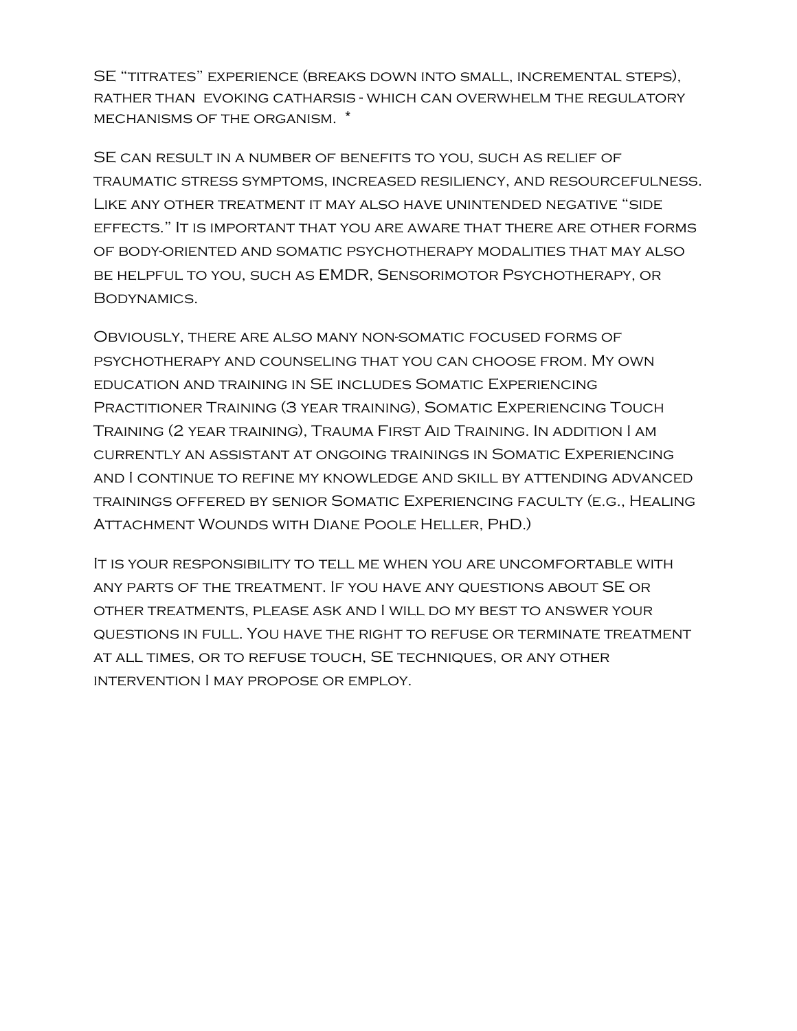SE "titrates" experience (breaks down into small, incremental steps), rather than evoking catharsis - which can overwhelm the regulatory mechanisms of the organism. *

SE can result in a number of benefits to you, such as relief of traumatic stress symptoms, increased resiliency, and resourcefulness. Like any other treatment it may also have unintended negative "side effects." It is important that you are aware that there are other forms of body-oriented and somatic psychotherapy modalities that may also be helpful to you, such as EMDR, Sensorimotor Psychotherapy, or Bodynamics.

Obviously, there are also many non-somatic focused forms of psychotherapy and counseling that you can choose from. My own education and training in SE includes Somatic Experiencing Practitioner Training (3 year training), Somatic Experiencing Touch Training (2 year training), Trauma First Aid Training. In addition I am currently an assistant at ongoing trainings in Somatic Experiencing and I continue to refine my knowledge and skill by attending advanced trainings offered by senior Somatic Experiencing faculty (e.g., Healing Attachment Wounds with Diane Poole Heller, PhD.)

It is your responsibility to tell me when you are uncomfortable with any parts of the treatment. If you have any questions about SE or other treatments, please ask and I will do my best to answer your questions in full. You have the right to refuse or terminate treatment at all times, or to refuse touch, SE techniques, or any other intervention I may propose or employ.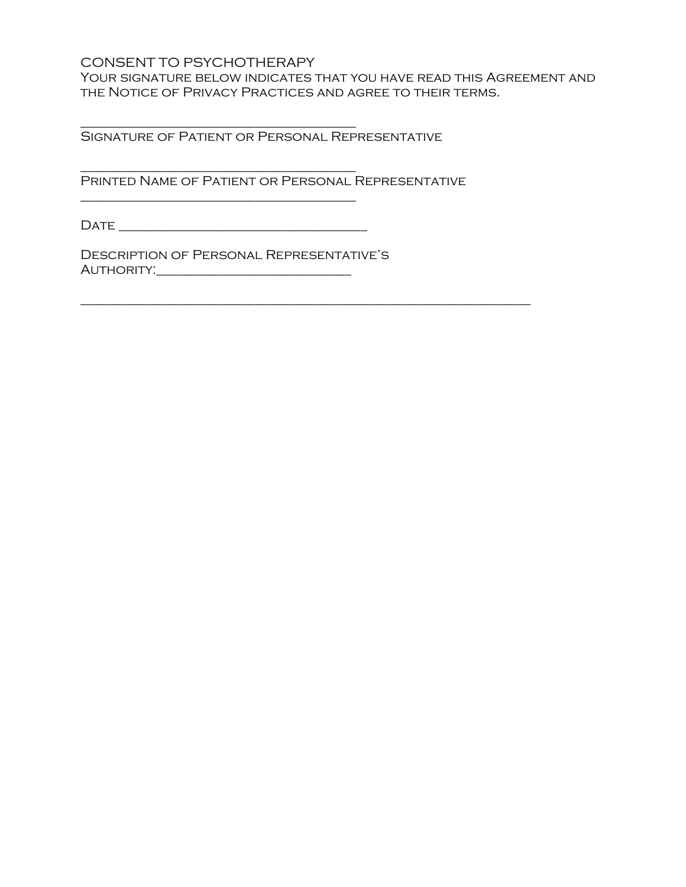## CONSENT TO PSYCHOTHERAPY

Your signature below indicates that you have read this Agreement and the Notice of Privacy Practices and agree to their terms.

_____________________________________
Signature of Patient or Personal Representative

_____________________________________
Printed Name of Patient or Personal Representative
_____________________________________

Date _________________________________

Description of Personal Representative's Authority:__________________________

____________________________________________________________